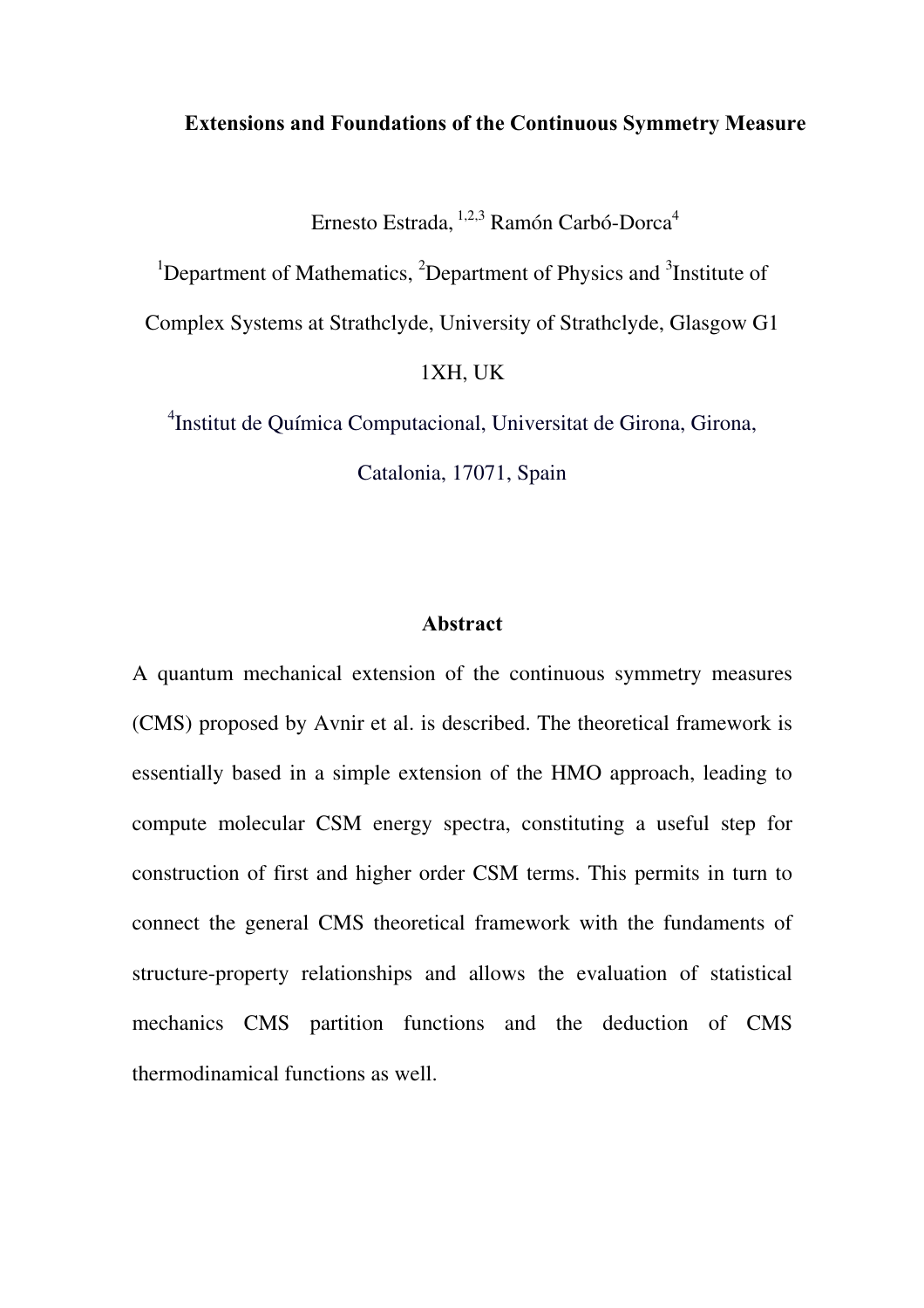# Extensions and Foundations of the Continuous Symmetry Measure

Ernesto Estrada,[1,2,3] Ramón Carbó-Dorca[4]

[1]Department of Mathematics, [2]Department of Physics and [3]Institute of Complex Systems at Strathclyde, University of Strathclyde, Glasgow G1 1XH, UK

[4]Institut de Química Computacional, Universitat de Girona, Girona, Catalonia, 17071, Spain

## Abstract

A quantum mechanical extension of the continuous symmetry measures (CMS) proposed by Avnir et al. is described. The theoretical framework is essentially based in a simple extension of the HMO approach, leading to compute molecular CSM energy spectra, constituting a useful step for construction of first and higher order CSM terms. This permits in turn to connect the general CMS theoretical framework with the fundaments of structure-property relationships and allows the evaluation of statistical mechanics CMS partition functions and the deduction of CMS thermodinamical functions as well.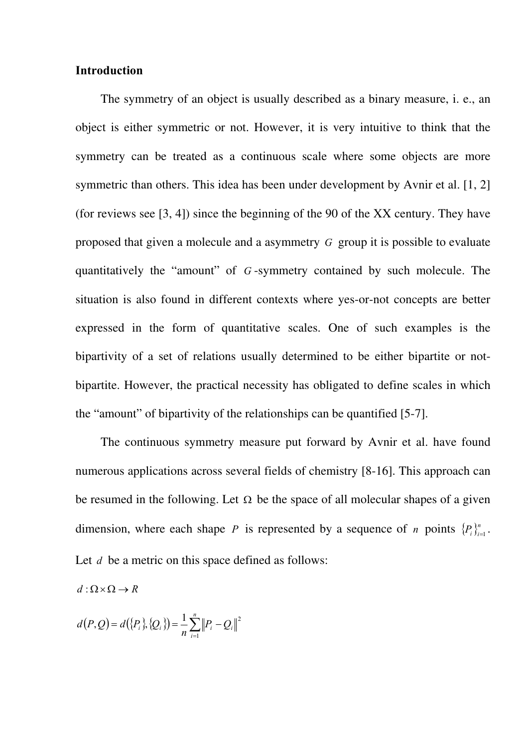**Introduction**

The symmetry of an object is usually described as a binary measure, i. e., an object is either symmetric or not. However, it is very intuitive to think that the symmetry can be treated as a continuous scale where some objects are more symmetric than others. This idea has been under development by Avnir et al. [1, 2] (for reviews see [3, 4]) since the beginning of the 90 of the XX century. They have proposed that given a molecule and a asymmetry $G$ group it is possible to evaluate quantitatively the "amount" of $G$-symmetry contained by such molecule. The situation is also found in different contexts where yes-or-not concepts are better expressed in the form of quantitative scales. One of such examples is the bipartivity of a set of relations usually determined to be either bipartite or not-bipartite. However, the practical necessity has obligated to define scales in which the "amount" of bipartivity of the relationships can be quantified [5-7].

The continuous symmetry measure put forward by Avnir et al. have found numerous applications across several fields of chemistry [8-16]. This approach can be resumed in the following. Let $\Omega$ be the space of all molecular shapes of a given dimension, where each shape $P$ is represented by a sequence of $n$ points $\{P_i\}_{i=1}^{n}$. Let $d$ be a metric on this space defined as follows:

$$d : \Omega \times \Omega \rightarrow R$$

$$d(P,Q) = d(\{P_i\},\{Q_i\}) = \frac{1}{n}\sum_{i=1}^{n}\|P_i - Q_i\|^2$$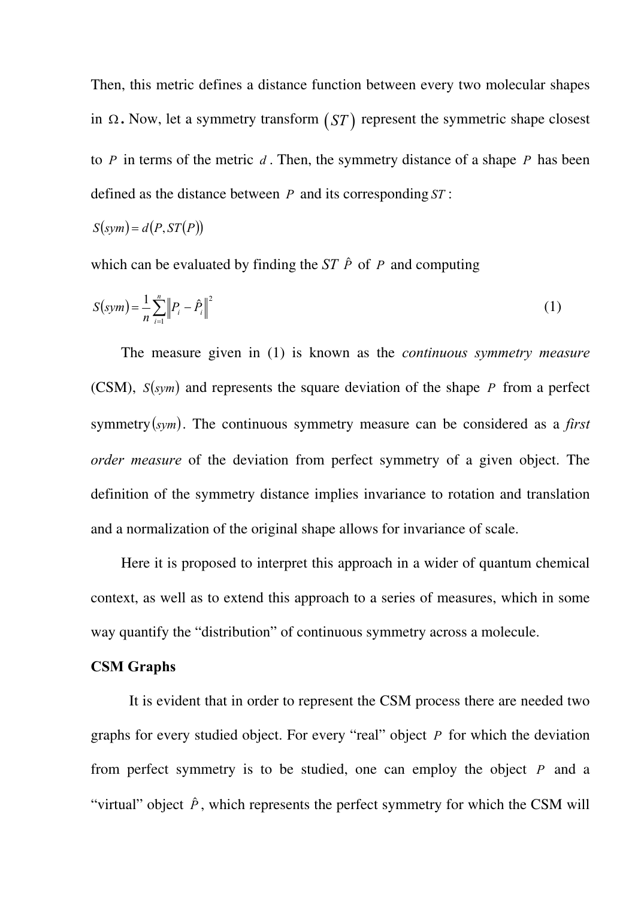Then, this metric defines a distance function between every two molecular shapes in $\Omega$. Now, let a symmetry transform $(ST)$ represent the symmetric shape closest to $P$ in terms of the metric $d$. Then, the symmetry distance of a shape $P$ has been defined as the distance between $P$ and its corresponding $ST$:

$$S(sym) = d(P, ST(P))$$

which can be evaluated by finding the $ST$ $\hat{P}$ of $P$ and computing

$$S(sym) = \frac{1}{n}\sum_{i=1}^{n}\left\|P_i - \hat{P}_i\right\|^2 \tag{1}$$

The measure given in (1) is known as the *continuous symmetry measure* (CSM), $S(sym)$ and represents the square deviation of the shape $P$ from a perfect symmetry$(sym)$. The continuous symmetry measure can be considered as a *first order measure* of the deviation from perfect symmetry of a given object. The definition of the symmetry distance implies invariance to rotation and translation and a normalization of the original shape allows for invariance of scale.

Here it is proposed to interpret this approach in a wider of quantum chemical context, as well as to extend this approach to a series of measures, which in some way quantify the "distribution" of continuous symmetry across a molecule.

**CSM Graphs**

It is evident that in order to represent the CSM process there are needed two graphs for every studied object. For every "real" object $P$ for which the deviation from perfect symmetry is to be studied, one can employ the object $P$ and a "virtual" object $\hat{P}$, which represents the perfect symmetry for which the CSM will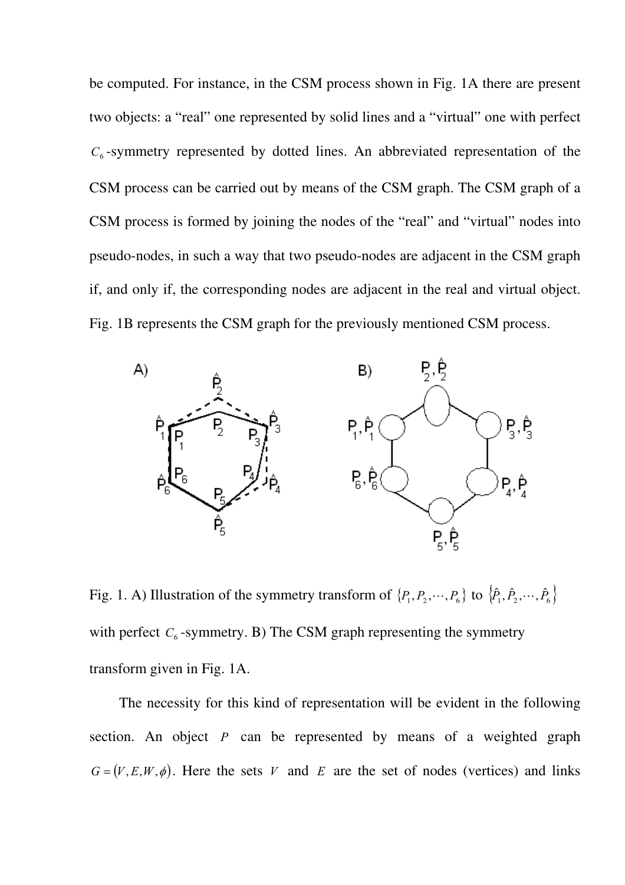be computed. For instance, in the CSM process shown in Fig. 1A there are present two objects: a "real" one represented by solid lines and a "virtual" one with perfect $C_6$-symmetry represented by dotted lines. An abbreviated representation of the CSM process can be carried out by means of the CSM graph. The CSM graph of a CSM process is formed by joining the nodes of the "real" and "virtual" nodes into pseudo-nodes, in such a way that two pseudo-nodes are adjacent in the CSM graph if, and only if, the corresponding nodes are adjacent in the real and virtual object. Fig. 1B represents the CSM graph for the previously mentioned CSM process.

Fig. 1. A) Illustration of the symmetry transform of $\{P_1, P_2, \cdots, P_6\}$ to $\{\hat{P}_1, \hat{P}_2, \cdots, \hat{P}_6\}$ with perfect $C_6$-symmetry. B) The CSM graph representing the symmetry transform given in Fig. 1A.

The necessity for this kind of representation will be evident in the following section. An object $P$ can be represented by means of a weighted graph $G = (V, E, W, \phi)$. Here the sets $V$ and $E$ are the set of nodes (vertices) and links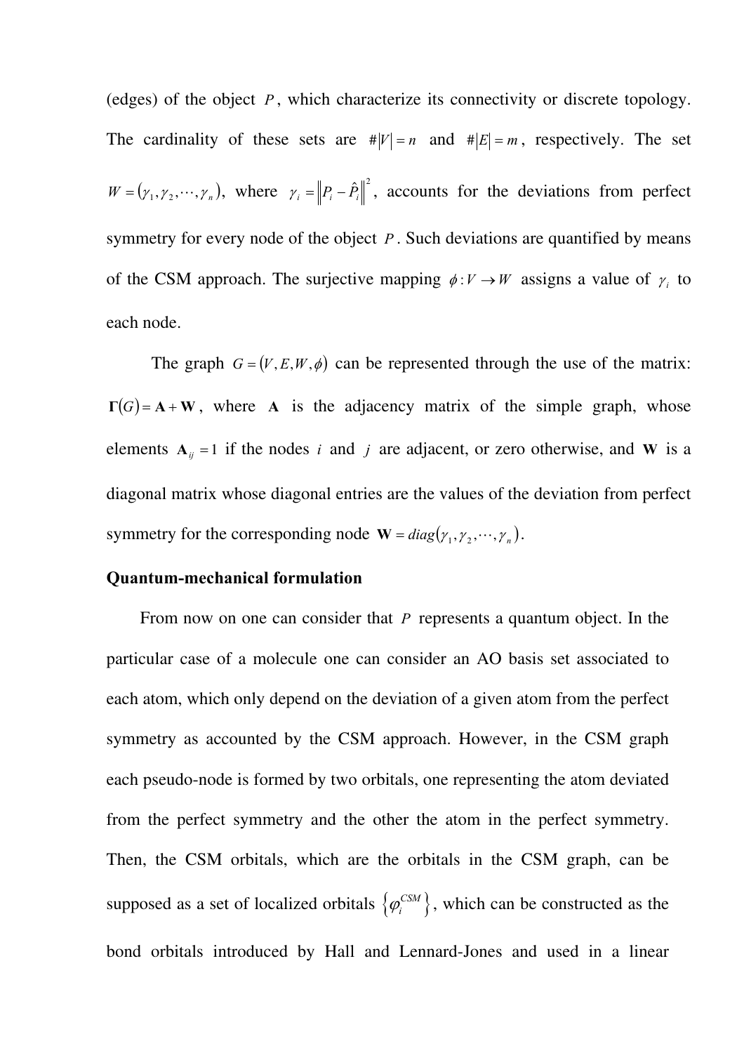(edges) of the object $P$, which characterize its connectivity or discrete topology. The cardinality of these sets are $\#|V| = n$ and $\#|E| = m$, respectively. The set $W = (\gamma_1, \gamma_2, \cdots, \gamma_n)$, where $\gamma_i = \left\| P_i - \hat{P}_i \right\|^2$, accounts for the deviations from perfect symmetry for every node of the object $P$. Such deviations are quantified by means of the CSM approach. The surjective mapping $\phi : V \rightarrow W$ assigns a value of $\gamma_i$ to each node.

The graph $G = (V, E, W, \phi)$ can be represented through the use of the matrix: $\mathbf{\Gamma}(G) = \mathbf{A} + \mathbf{W}$, where $\mathbf{A}$ is the adjacency matrix of the simple graph, whose elements $\mathbf{A}_{ij} = 1$ if the nodes $i$ and $j$ are adjacent, or zero otherwise, and $\mathbf{W}$ is a diagonal matrix whose diagonal entries are the values of the deviation from perfect symmetry for the corresponding node $\mathbf{W} = diag(\gamma_1, \gamma_2, \cdots, \gamma_n)$.

**Quantum-mechanical formulation**

From now on one can consider that $P$ represents a quantum object. In the particular case of a molecule one can consider an AO basis set associated to each atom, which only depend on the deviation of a given atom from the perfect symmetry as accounted by the CSM approach. However, in the CSM graph each pseudo-node is formed by two orbitals, one representing the atom deviated from the perfect symmetry and the other the atom in the perfect symmetry. Then, the CSM orbitals, which are the orbitals in the CSM graph, can be supposed as a set of localized orbitals $\{\varphi_i^{CSM}\}$, which can be constructed as the bond orbitals introduced by Hall and Lennard-Jones and used in a linear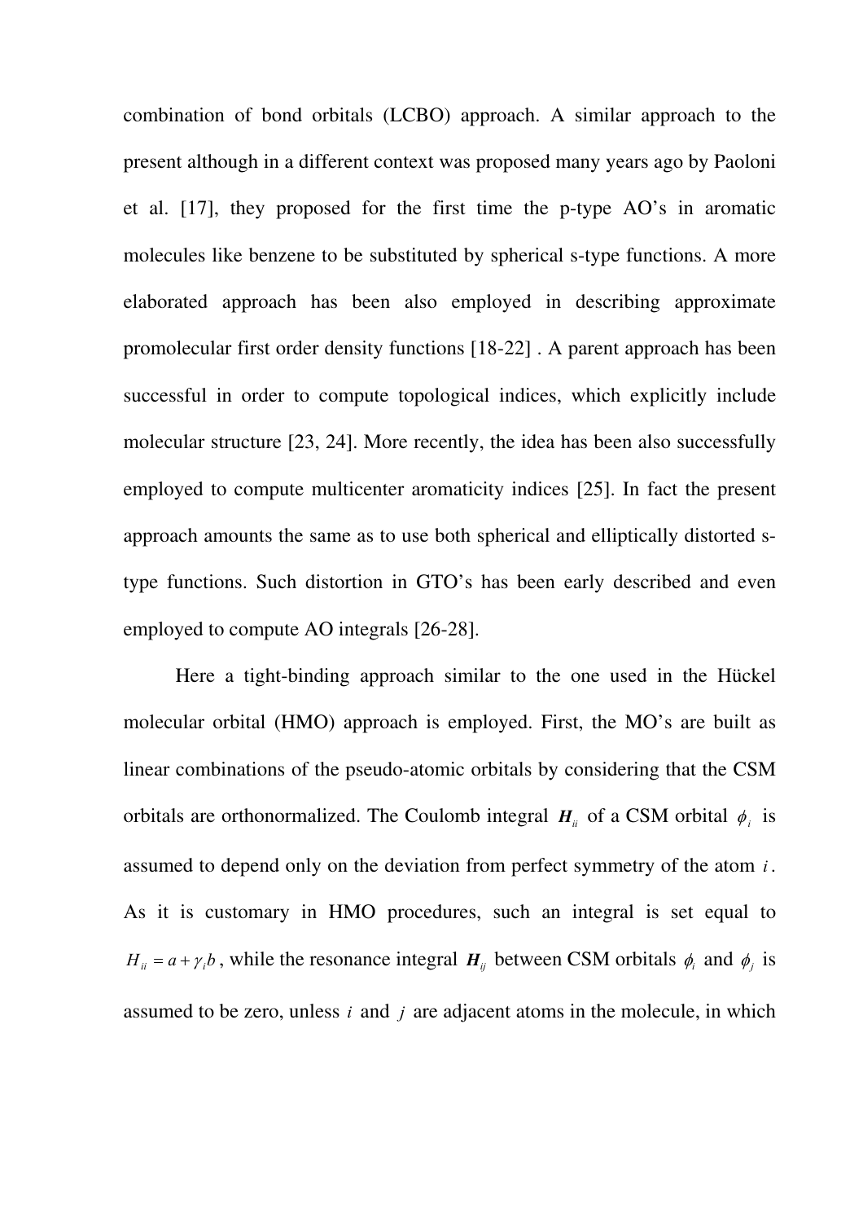combination of bond orbitals (LCBO) approach. A similar approach to the present although in a different context was proposed many years ago by Paoloni et al. [17], they proposed for the first time the p-type AO's in aromatic molecules like benzene to be substituted by spherical s-type functions. A more elaborated approach has been also employed in describing approximate promolecular first order density functions [18-22] . A parent approach has been successful in order to compute topological indices, which explicitly include molecular structure [23, 24]. More recently, the idea has been also successfully employed to compute multicenter aromaticity indices [25]. In fact the present approach amounts the same as to use both spherical and elliptically distorted s-type functions. Such distortion in GTO's has been early described and even employed to compute AO integrals [26-28].

Here a tight-binding approach similar to the one used in the Hückel molecular orbital (HMO) approach is employed. First, the MO's are built as linear combinations of the pseudo-atomic orbitals by considering that the CSM orbitals are orthonormalized. The Coulomb integral $\boldsymbol{H}_{ii}$ of a CSM orbital $\phi_i$ is assumed to depend only on the deviation from perfect symmetry of the atom $i$. As it is customary in HMO procedures, such an integral is set equal to $H_{ii} = a + \gamma_i b$, while the resonance integral $\boldsymbol{H}_{ij}$ between CSM orbitals $\phi_i$ and $\phi_j$ is assumed to be zero, unless $i$ and $j$ are adjacent atoms in the molecule, in which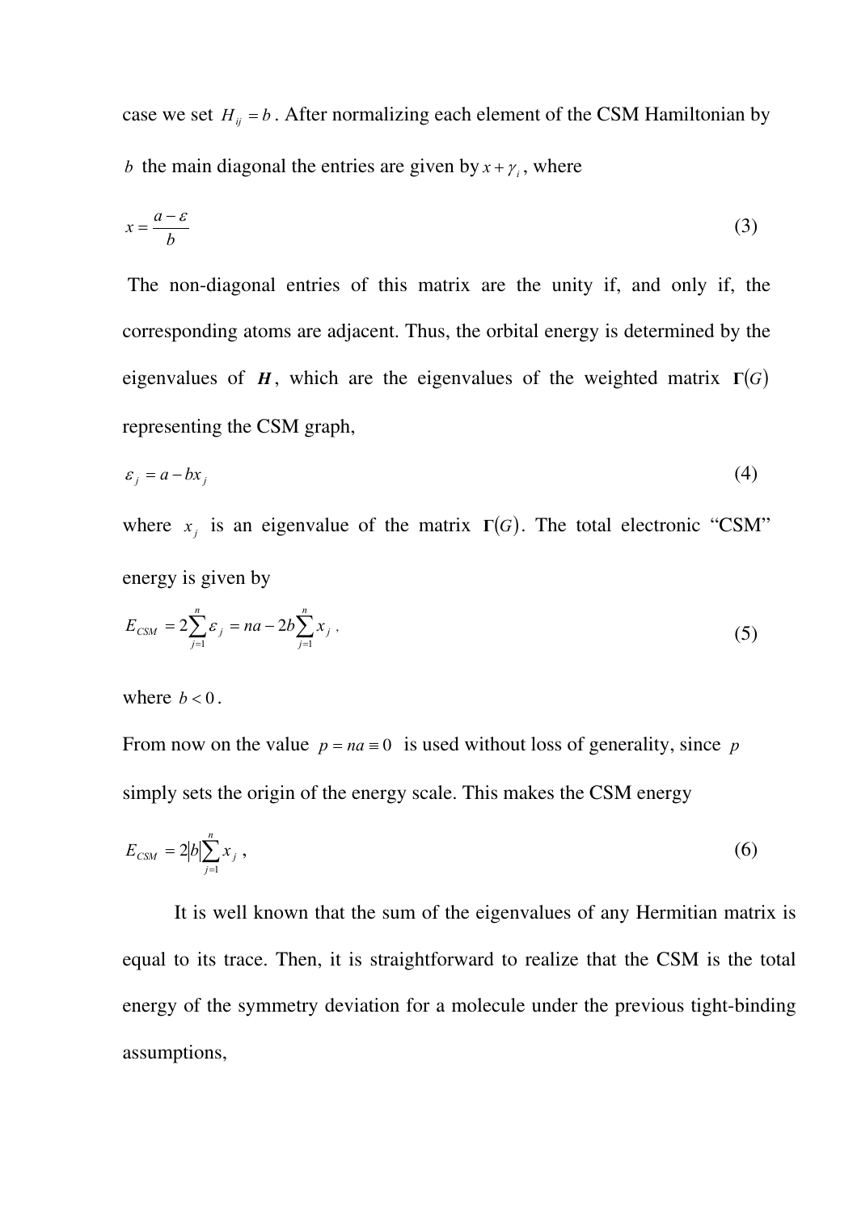case we set $H_{ij} = b$. After normalizing each element of the CSM Hamiltonian by $b$ the main diagonal the entries are given by $x + \gamma_i$, where

$$x = \frac{a - \varepsilon}{b} \tag{3}$$

The non-diagonal entries of this matrix are the unity if, and only if, the corresponding atoms are adjacent. Thus, the orbital energy is determined by the eigenvalues of $\boldsymbol{H}$, which are the eigenvalues of the weighted matrix $\boldsymbol{\Gamma}(G)$ representing the CSM graph,

$$\varepsilon_j = a - bx_j \tag{4}$$

where $x_j$ is an eigenvalue of the matrix $\boldsymbol{\Gamma}(G)$. The total electronic "CSM" energy is given by

$$E_{CSM} = 2\sum_{j=1}^{n} \varepsilon_j = na - 2b\sum_{j=1}^{n} x_j \ , \tag{5}$$

where $b < 0$.

From now on the value $p = na \equiv 0$ is used without loss of generality, since $p$ simply sets the origin of the energy scale. This makes the CSM energy

$$E_{CSM} = 2|b|\sum_{j=1}^{n} x_j \ , \tag{6}$$

It is well known that the sum of the eigenvalues of any Hermitian matrix is equal to its trace. Then, it is straightforward to realize that the CSM is the total energy of the symmetry deviation for a molecule under the previous tight-binding assumptions,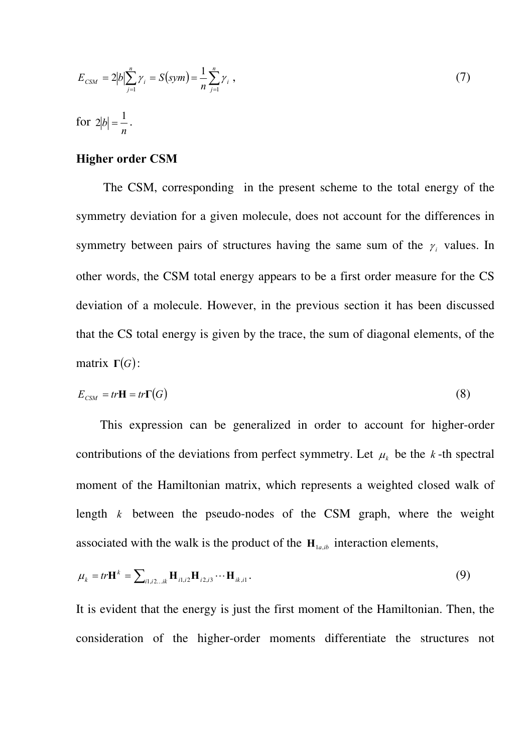$$E_{CSM} = 2|b|\sum_{j=1}^{n} \gamma_i = S(sym) = \frac{1}{n}\sum_{j=1}^{n} \gamma_i \ , \tag{7}$$

for $2|b| = \frac{1}{n}$.

### Higher order CSM

The CSM, corresponding in the present scheme to the total energy of the symmetry deviation for a given molecule, does not account for the differences in symmetry between pairs of structures having the same sum of the $\gamma_i$ values. In other words, the CSM total energy appears to be a first order measure for the CS deviation of a molecule. However, in the previous section it has been discussed that the CS total energy is given by the trace, the sum of diagonal elements, of the matrix $\mathbf{\Gamma}(G)$:

$$E_{CSM} = tr\mathbf{H} = tr\mathbf{\Gamma}(G) \tag{8}$$

This expression can be generalized in order to account for higher-order contributions of the deviations from perfect symmetry. Let $\mu_k$ be the $k$-th spectral moment of the Hamiltonian matrix, which represents a weighted closed walk of length $k$ between the pseudo-nodes of the CSM graph, where the weight associated with the walk is the product of the $\mathbf{H}_{1a,ib}$ interaction elements,

$$\mu_k = tr\mathbf{H}^k = \sum\nolimits_{i1,i2\ldots ik} \mathbf{H}_{i1,i2}\mathbf{H}_{i2,i3}\cdots\mathbf{H}_{ik,i1} \,. \tag{9}$$

It is evident that the energy is just the first moment of the Hamiltonian. Then, the consideration of the higher-order moments differentiate the structures not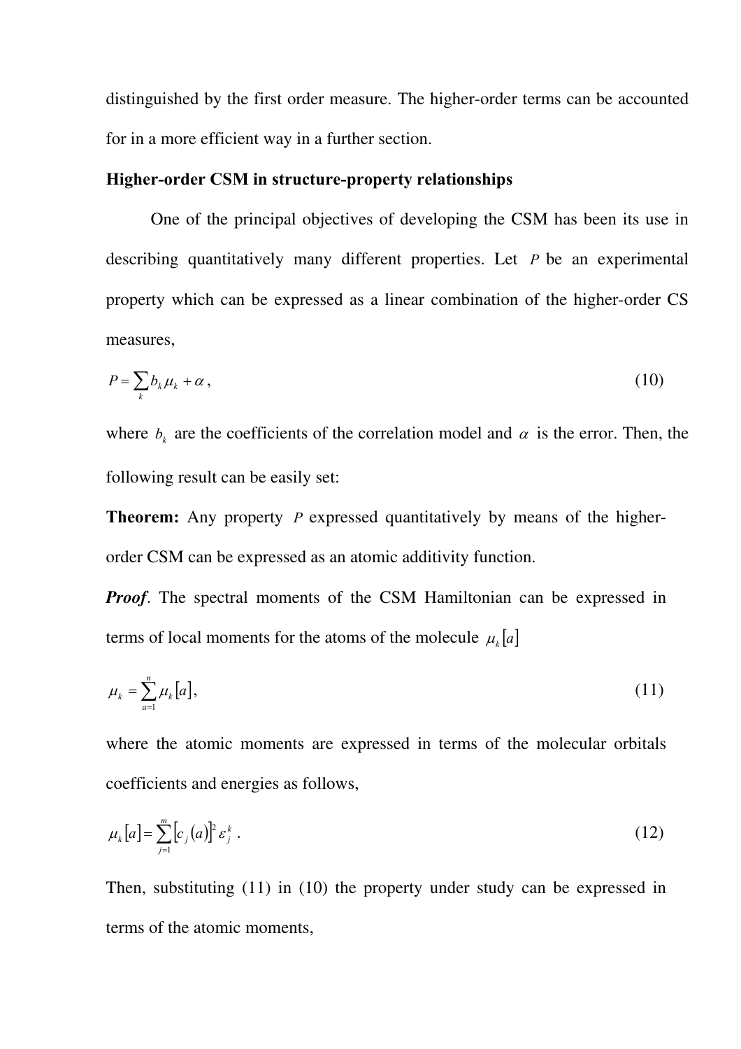distinguished by the first order measure. The higher-order terms can be accounted for in a more efficient way in a further section.

### Higher-order CSM in structure-property relationships

One of the principal objectives of developing the CSM has been its use in describing quantitatively many different properties. Let $P$ be an experimental property which can be expressed as a linear combination of the higher-order CS measures,

$$P = \sum_{k} b_k \mu_k + \alpha\,, \tag{10}$$

where $b_k$ are the coefficients of the correlation model and $\alpha$ is the error. Then, the following result can be easily set:

**Theorem:** Any property $P$ expressed quantitatively by means of the higher-order CSM can be expressed as an atomic additivity function.

***Proof***. The spectral moments of the CSM Hamiltonian can be expressed in terms of local moments for the atoms of the molecule $\mu_k[a]$

$$\mu_k = \sum_{a=1}^{n} \mu_k[a], \tag{11}$$

where the atomic moments are expressed in terms of the molecular orbitals coefficients and energies as follows,

$$\mu_k[a] = \sum_{j=1}^{m} \left[c_j(a)\right]^2 \varepsilon_j^k\,. \tag{12}$$

Then, substituting (11) in (10) the property under study can be expressed in terms of the atomic moments,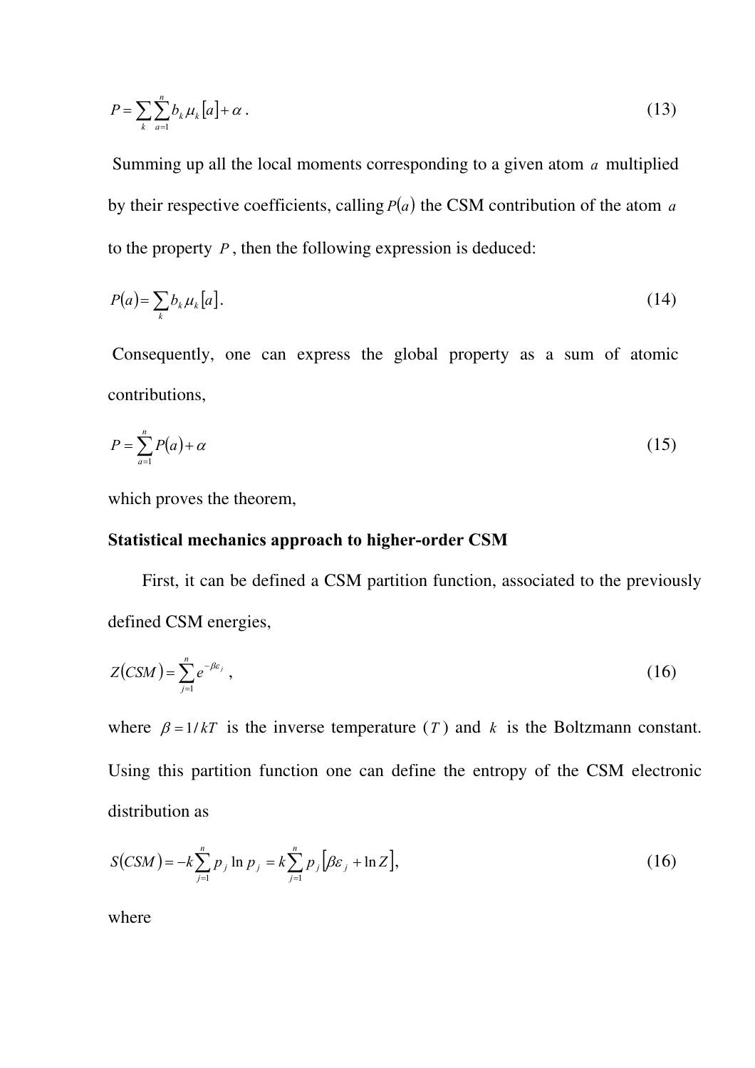$$P = \sum_{k} \sum_{a=1}^{n} b_k \mu_k [a] + \alpha . \tag{13}$$

Summing up all the local moments corresponding to a given atom $a$ multiplied by their respective coefficients, calling $P(a)$ the CSM contribution of the atom $a$ to the property $P$, then the following expression is deduced:

$$P(a) = \sum_{k} b_k \mu_k [a] . \tag{14}$$

Consequently, one can express the global property as a sum of atomic contributions,

$$P = \sum_{a=1}^{n} P(a) + \alpha \tag{15}$$

which proves the theorem,

**Statistical mechanics approach to higher-order CSM**

First, it can be defined a CSM partition function, associated to the previously defined CSM energies,

$$Z(CSM) = \sum_{j=1}^{n} e^{-\beta \varepsilon_j} , \tag{16}$$

where $\beta = 1/kT$ is the inverse temperature ($T$) and $k$ is the Boltzmann constant. Using this partition function one can define the entropy of the CSM electronic distribution as

$$S(CSM) = -k \sum_{j=1}^{n} p_j \ln p_j = k \sum_{j=1}^{n} p_j \left[ \beta \varepsilon_j + \ln Z \right], \tag{16}$$

where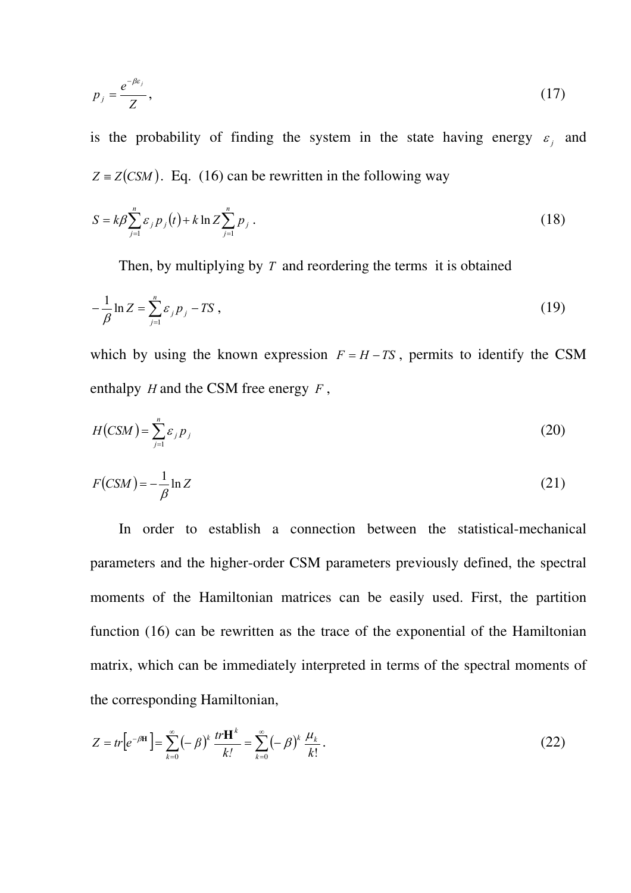$$p_j = \frac{e^{-\beta \varepsilon_j}}{Z}, \tag{17}$$

is the probability of finding the system in the state having energy $\varepsilon_j$ and $Z \equiv Z(CSM)$. Eq. (16) can be rewritten in the following way

$$S = k\beta \sum_{j=1}^{n} \varepsilon_j p_j(t) + k \ln Z \sum_{j=1}^{n} p_j \,. \tag{18}$$

Then, by multiplying by $T$ and reordering the terms it is obtained

$$-\frac{1}{\beta} \ln Z = \sum_{j=1}^{n} \varepsilon_j p_j - TS \,, \tag{19}$$

which by using the known expression $F = H - TS$, permits to identify the CSM enthalpy $H$ and the CSM free energy $F$,

$$H(CSM) = \sum_{j=1}^{n} \varepsilon_j p_j \tag{20}$$

$$F(CSM) = -\frac{1}{\beta} \ln Z \tag{21}$$

In order to establish a connection between the statistical-mechanical parameters and the higher-order CSM parameters previously defined, the spectral moments of the Hamiltonian matrices can be easily used. First, the partition function (16) can be rewritten as the trace of the exponential of the Hamiltonian matrix, which can be immediately interpreted in terms of the spectral moments of the corresponding Hamiltonian,

$$Z = tr\left[e^{-\beta \mathbf{H}}\right] = \sum_{k=0}^{\infty} (-\beta)^k \frac{tr\mathbf{H}^k}{k!} = \sum_{k=0}^{\infty} (-\beta)^k \frac{\mu_k}{k!} \,. \tag{22}$$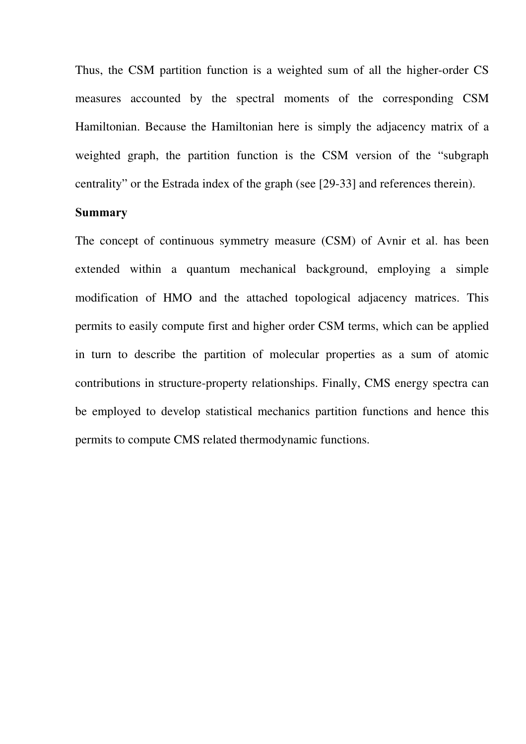Thus, the CSM partition function is a weighted sum of all the higher-order CS measures accounted by the spectral moments of the corresponding CSM Hamiltonian. Because the Hamiltonian here is simply the adjacency matrix of a weighted graph, the partition function is the CSM version of the "subgraph centrality" or the Estrada index of the graph (see [29-33] and references therein).

**Summary**

The concept of continuous symmetry measure (CSM) of Avnir et al. has been extended within a quantum mechanical background, employing a simple modification of HMO and the attached topological adjacency matrices. This permits to easily compute first and higher order CSM terms, which can be applied in turn to describe the partition of molecular properties as a sum of atomic contributions in structure-property relationships. Finally, CMS energy spectra can be employed to develop statistical mechanics partition functions and hence this permits to compute CMS related thermodynamic functions.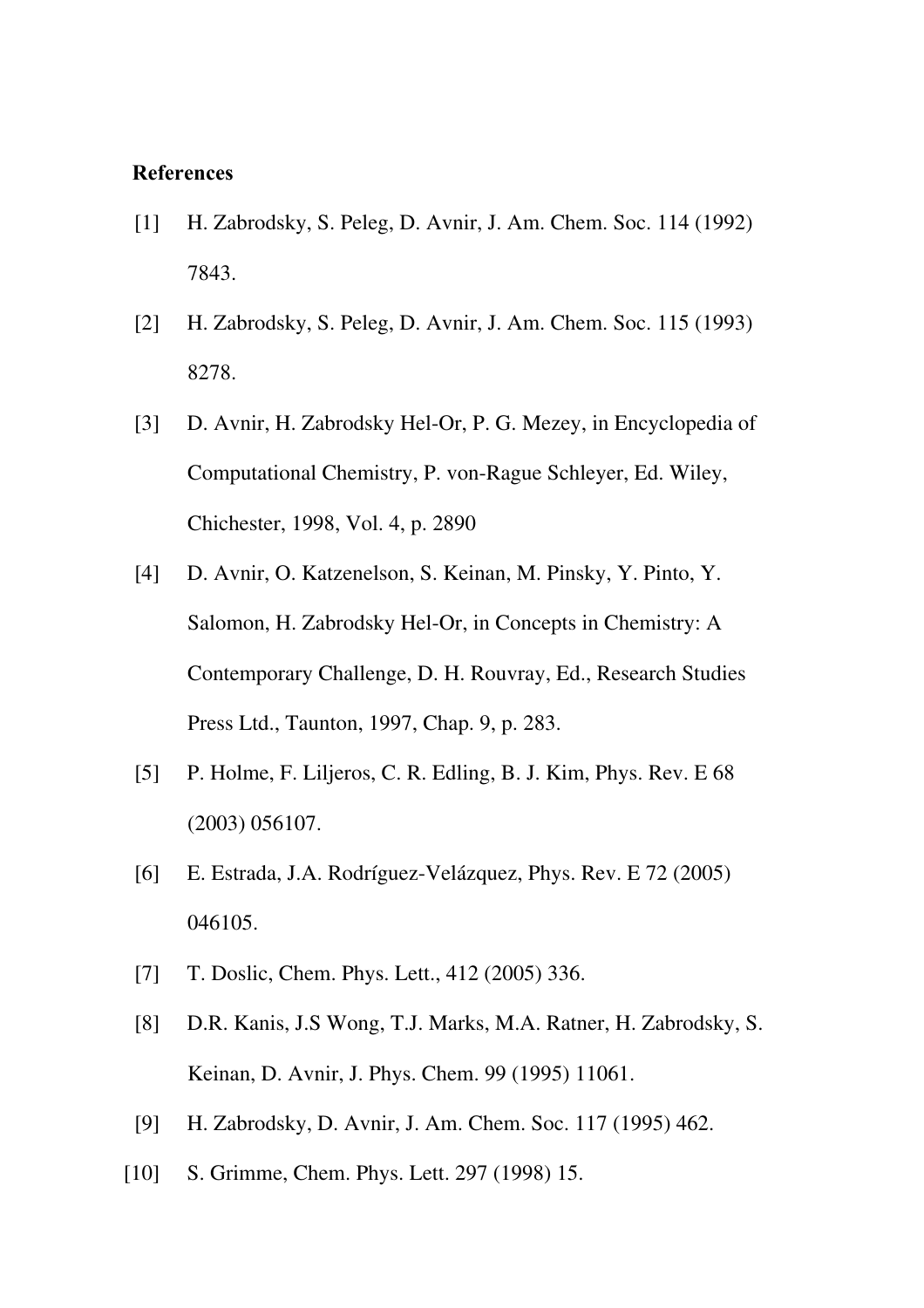**References**

[1] H. Zabrodsky, S. Peleg, D. Avnir, J. Am. Chem. Soc. 114 (1992) 7843.

[2] H. Zabrodsky, S. Peleg, D. Avnir, J. Am. Chem. Soc. 115 (1993) 8278.

[3] D. Avnir, H. Zabrodsky Hel-Or, P. G. Mezey, in Encyclopedia of Computational Chemistry, P. von-Rague Schleyer, Ed. Wiley, Chichester, 1998, Vol. 4, p. 2890

[4] D. Avnir, O. Katzenelson, S. Keinan, M. Pinsky, Y. Pinto, Y. Salomon, H. Zabrodsky Hel-Or, in Concepts in Chemistry: A Contemporary Challenge, D. H. Rouvray, Ed., Research Studies Press Ltd., Taunton, 1997, Chap. 9, p. 283.

[5] P. Holme, F. Liljeros, C. R. Edling, B. J. Kim, Phys. Rev. E 68 (2003) 056107.

[6] E. Estrada, J.A. Rodríguez-Velázquez, Phys. Rev. E 72 (2005) 046105.

[7] T. Doslic, Chem. Phys. Lett., 412 (2005) 336.

[8] D.R. Kanis, J.S Wong, T.J. Marks, M.A. Ratner, H. Zabrodsky, S. Keinan, D. Avnir, J. Phys. Chem. 99 (1995) 11061.

[9] H. Zabrodsky, D. Avnir, J. Am. Chem. Soc. 117 (1995) 462.

[10] S. Grimme, Chem. Phys. Lett. 297 (1998) 15.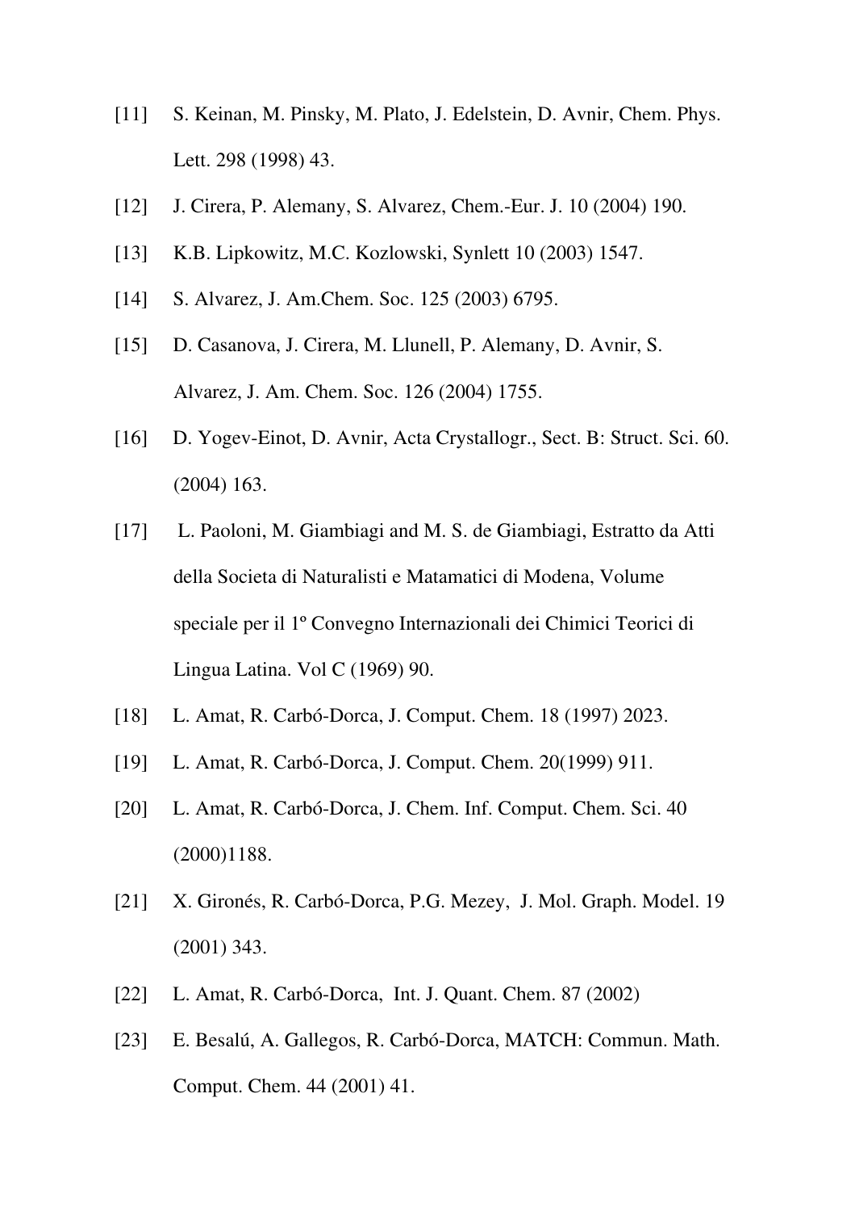[11] S. Keinan, M. Pinsky, M. Plato, J. Edelstein, D. Avnir, Chem. Phys. Lett. 298 (1998) 43.

[12] J. Cirera, P. Alemany, S. Alvarez, Chem.-Eur. J. 10 (2004) 190.

[13] K.B. Lipkowitz, M.C. Kozlowski, Synlett 10 (2003) 1547.

[14] S. Alvarez, J. Am.Chem. Soc. 125 (2003) 6795.

[15] D. Casanova, J. Cirera, M. Llunell, P. Alemany, D. Avnir, S. Alvarez, J. Am. Chem. Soc. 126 (2004) 1755.

[16] D. Yogev-Einot, D. Avnir, Acta Crystallogr., Sect. B: Struct. Sci. 60. (2004) 163.

[17] L. Paoloni, M. Giambiagi and M. S. de Giambiagi, Estratto da Atti della Societa di Naturalisti e Matamatici di Modena, Volume speciale per il 1º Convegno Internazionali dei Chimici Teorici di Lingua Latina. Vol C (1969) 90.

[18] L. Amat, R. Carbó-Dorca, J. Comput. Chem. 18 (1997) 2023.

[19] L. Amat, R. Carbó-Dorca, J. Comput. Chem. 20(1999) 911.

[20] L. Amat, R. Carbó-Dorca, J. Chem. Inf. Comput. Chem. Sci. 40 (2000)1188.

[21] X. Gironés, R. Carbó-Dorca, P.G. Mezey, J. Mol. Graph. Model. 19 (2001) 343.

[22] L. Amat, R. Carbó-Dorca, Int. J. Quant. Chem. 87 (2002)

[23] E. Besalú, A. Gallegos, R. Carbó-Dorca, MATCH: Commun. Math. Comput. Chem. 44 (2001) 41.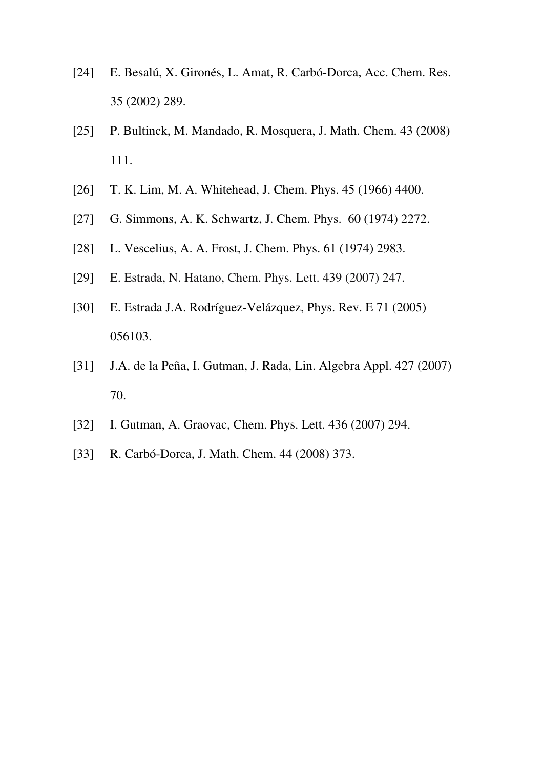[24] E. Besalú, X. Gironés, L. Amat, R. Carbó-Dorca, Acc. Chem. Res. 35 (2002) 289.

[25] P. Bultinck, M. Mandado, R. Mosquera, J. Math. Chem. 43 (2008) 111.

[26] T. K. Lim, M. A. Whitehead, J. Chem. Phys. 45 (1966) 4400.

[27] G. Simmons, A. K. Schwartz, J. Chem. Phys. 60 (1974) 2272.

[28] L. Vescelius, A. A. Frost, J. Chem. Phys. 61 (1974) 2983.

[29] E. Estrada, N. Hatano, Chem. Phys. Lett. 439 (2007) 247.

[30] E. Estrada J.A. Rodríguez-Velázquez, Phys. Rev. E 71 (2005) 056103.

[31] J.A. de la Peña, I. Gutman, J. Rada, Lin. Algebra Appl. 427 (2007) 70.

[32] I. Gutman, A. Graovac, Chem. Phys. Lett. 436 (2007) 294.

[33] R. Carbó-Dorca, J. Math. Chem. 44 (2008) 373.